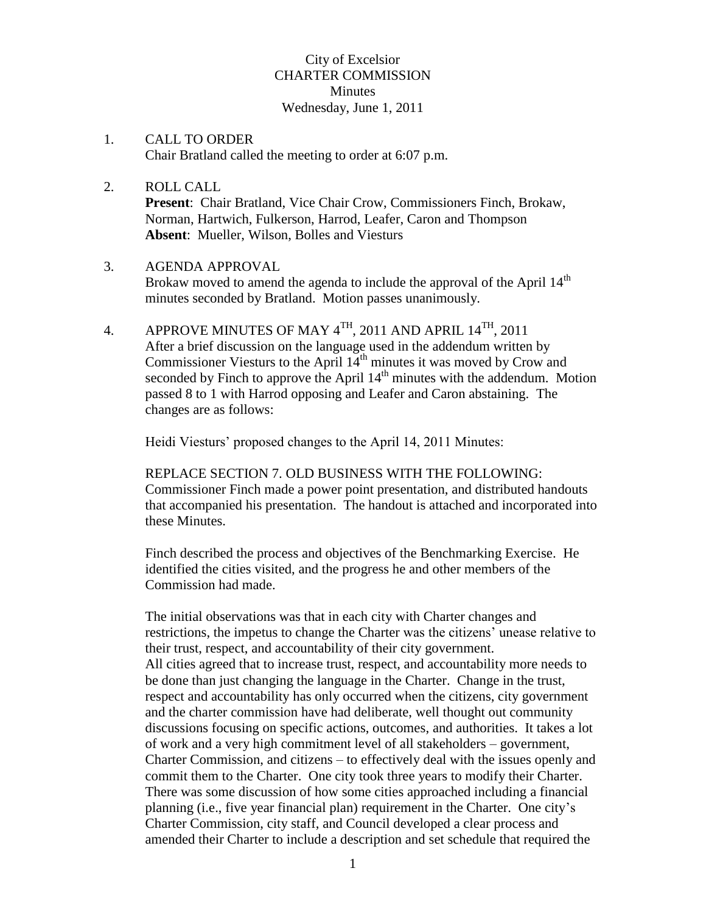City of Excelsior
CHARTER COMMISSION
Minutes
Wednesday, June 1, 2011

1. CALL TO ORDER
   Chair Bratland called the meeting to order at 6:07 p.m.

2. ROLL CALL
   **Present**: Chair Bratland, Vice Chair Crow, Commissioners Finch, Brokaw, Norman, Hartwich, Fulkerson, Harrod, Leafer, Caron and Thompson
   **Absent**: Mueller, Wilson, Bolles and Viesturs

3. AGENDA APPROVAL
   Brokaw moved to amend the agenda to include the approval of the April 14th minutes seconded by Bratland. Motion passes unanimously.

4. APPROVE MINUTES OF MAY 4TH, 2011 AND APRIL 14TH, 2011
   After a brief discussion on the language used in the addendum written by Commissioner Viesturs to the April 14th minutes it was moved by Crow and seconded by Finch to approve the April 14th minutes with the addendum. Motion passed 8 to 1 with Harrod opposing and Leafer and Caron abstaining. The changes are as follows:

   Heidi Viesturs' proposed changes to the April 14, 2011 Minutes:

   REPLACE SECTION 7. OLD BUSINESS WITH THE FOLLOWING:
   Commissioner Finch made a power point presentation, and distributed handouts that accompanied his presentation. The handout is attached and incorporated into these Minutes.

   Finch described the process and objectives of the Benchmarking Exercise. He identified the cities visited, and the progress he and other members of the Commission had made.

   The initial observations was that in each city with Charter changes and restrictions, the impetus to change the Charter was the citizens' unease relative to their trust, respect, and accountability of their city government.
   All cities agreed that to increase trust, respect, and accountability more needs to be done than just changing the language in the Charter. Change in the trust, respect and accountability has only occurred when the citizens, city government and the charter commission have had deliberate, well thought out community discussions focusing on specific actions, outcomes, and authorities. It takes a lot of work and a very high commitment level of all stakeholders – government, Charter Commission, and citizens – to effectively deal with the issues openly and commit them to the Charter. One city took three years to modify their Charter. There was some discussion of how some cities approached including a financial planning (i.e., five year financial plan) requirement in the Charter. One city's Charter Commission, city staff, and Council developed a clear process and amended their Charter to include a description and set schedule that required the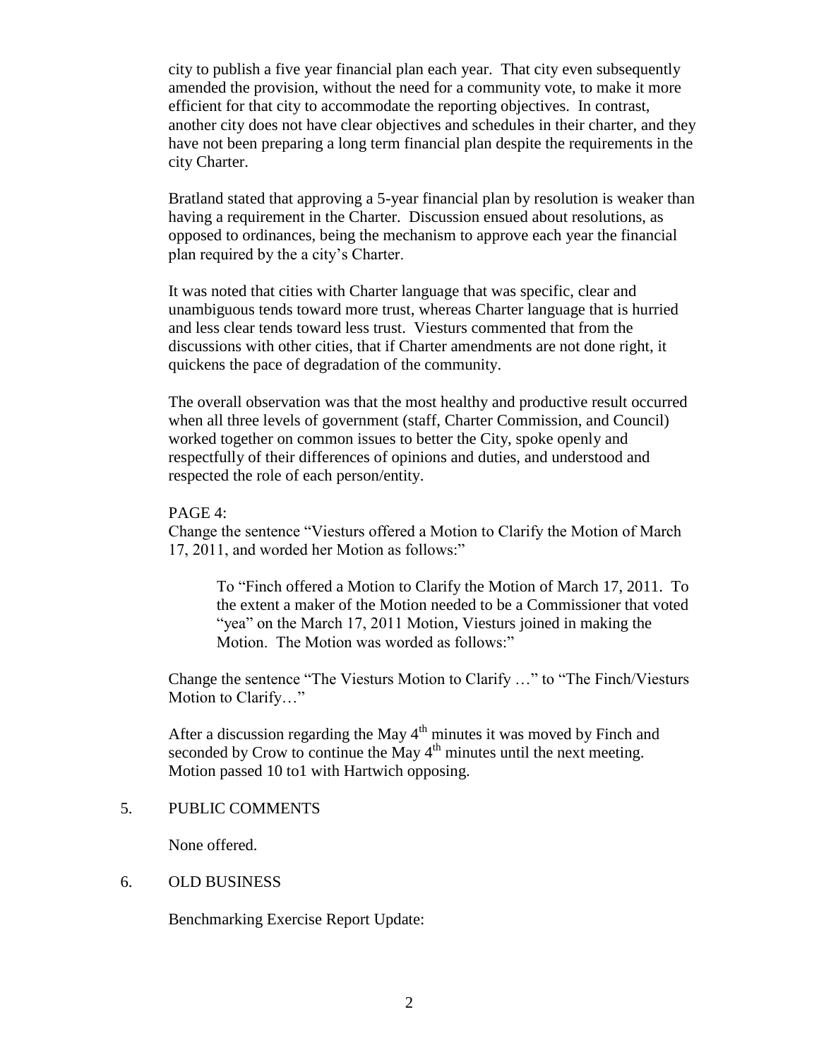city to publish a five year financial plan each year. That city even subsequently amended the provision, without the need for a community vote, to make it more efficient for that city to accommodate the reporting objectives. In contrast, another city does not have clear objectives and schedules in their charter, and they have not been preparing a long term financial plan despite the requirements in the city Charter.

Bratland stated that approving a 5-year financial plan by resolution is weaker than having a requirement in the Charter. Discussion ensued about resolutions, as opposed to ordinances, being the mechanism to approve each year the financial plan required by the a city's Charter.

It was noted that cities with Charter language that was specific, clear and unambiguous tends toward more trust, whereas Charter language that is hurried and less clear tends toward less trust. Viesturs commented that from the discussions with other cities, that if Charter amendments are not done right, it quickens the pace of degradation of the community.

The overall observation was that the most healthy and productive result occurred when all three levels of government (staff, Charter Commission, and Council) worked together on common issues to better the City, spoke openly and respectfully of their differences of opinions and duties, and understood and respected the role of each person/entity.

PAGE 4:

Change the sentence "Viesturs offered a Motion to Clarify the Motion of March 17, 2011, and worded her Motion as follows:"

> To "Finch offered a Motion to Clarify the Motion of March 17, 2011. To the extent a maker of the Motion needed to be a Commissioner that voted "yea" on the March 17, 2011 Motion, Viesturs joined in making the Motion. The Motion was worded as follows:"

Change the sentence "The Viesturs Motion to Clarify …" to "The Finch/Viesturs Motion to Clarify…"

After a discussion regarding the May 4th minutes it was moved by Finch and seconded by Crow to continue the May 4th minutes until the next meeting. Motion passed 10 to1 with Hartwich opposing.

5. PUBLIC COMMENTS

None offered.

6. OLD BUSINESS

Benchmarking Exercise Report Update: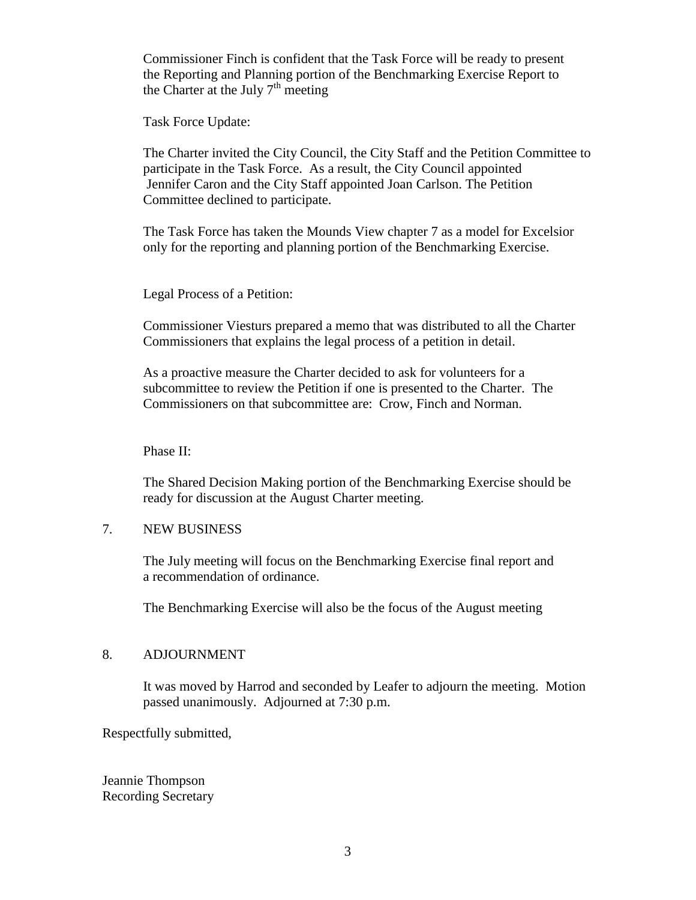Commissioner Finch is confident that the Task Force will be ready to present the Reporting and Planning portion of the Benchmarking Exercise Report to the Charter at the July 7th meeting

Task Force Update:

The Charter invited the City Council, the City Staff and the Petition Committee to participate in the Task Force. As a result, the City Council appointed Jennifer Caron and the City Staff appointed Joan Carlson. The Petition Committee declined to participate.

The Task Force has taken the Mounds View chapter 7 as a model for Excelsior only for the reporting and planning portion of the Benchmarking Exercise.

Legal Process of a Petition:

Commissioner Viesturs prepared a memo that was distributed to all the Charter Commissioners that explains the legal process of a petition in detail.

As a proactive measure the Charter decided to ask for volunteers for a subcommittee to review the Petition if one is presented to the Charter. The Commissioners on that subcommittee are: Crow, Finch and Norman.

Phase II:

The Shared Decision Making portion of the Benchmarking Exercise should be ready for discussion at the August Charter meeting.

7. NEW BUSINESS

The July meeting will focus on the Benchmarking Exercise final report and a recommendation of ordinance.

The Benchmarking Exercise will also be the focus of the August meeting

8. ADJOURNMENT

It was moved by Harrod and seconded by Leafer to adjourn the meeting. Motion passed unanimously. Adjourned at 7:30 p.m.

Respectfully submitted,

Jeannie Thompson
Recording Secretary